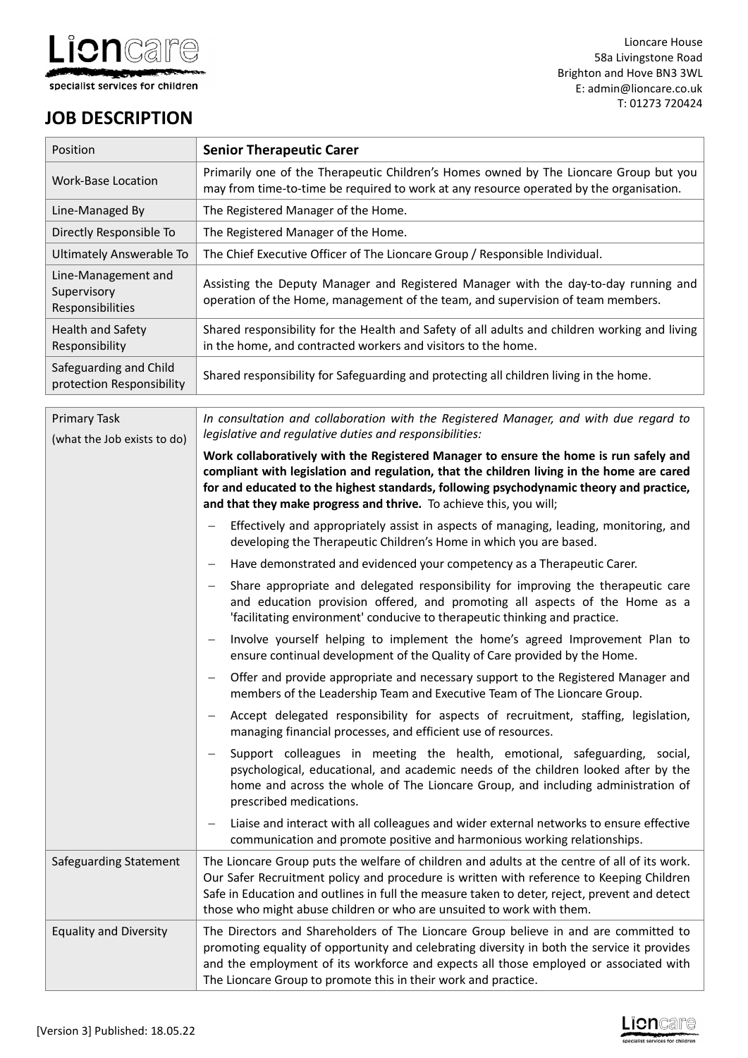Lioncare
specialist services for children

Lioncare House
58a Livingstone Road
Brighton and Hove BN3 3WL
E: admin@lioncare.co.uk
T: 01273 720424

# JOB DESCRIPTION

| Position | **Senior Therapeutic Carer** |
|---|---|
| Work-Base Location | Primarily one of the Therapeutic Children's Homes owned by The Lioncare Group but you may from time-to-time be required to work at any resource operated by the organisation. |
| Line-Managed By | The Registered Manager of the Home. |
| Directly Responsible To | The Registered Manager of the Home. |
| Ultimately Answerable To | The Chief Executive Officer of The Lioncare Group / Responsible Individual. |
| Line-Management and Supervisory Responsibilities | Assisting the Deputy Manager and Registered Manager with the day-to-day running and operation of the Home, management of the team, and supervision of team members. |
| Health and Safety Responsibility | Shared responsibility for the Health and Safety of all adults and children working and living in the home, and contracted workers and visitors to the home. |
| Safeguarding and Child protection Responsibility | Shared responsibility for Safeguarding and protecting all children living in the home. |

| Primary Task (what the Job exists to do) | *In consultation and collaboration with the Registered Manager, and with due regard to legislative and regulative duties and responsibilities:* **Work collaboratively with the Registered Manager to ensure the home is run safely and compliant with legislation and regulation, that the children living in the home are cared for and educated to the highest standards, following psychodynamic theory and practice, and that they make progress and thrive.** To achieve this, you will; <br>– Effectively and appropriately assist in aspects of managing, leading, monitoring, and developing the Therapeutic Children's Home in which you are based. <br>– Have demonstrated and evidenced your competency as a Therapeutic Carer. <br>– Share appropriate and delegated responsibility for improving the therapeutic care and education provision offered, and promoting all aspects of the Home as a 'facilitating environment' conducive to therapeutic thinking and practice. <br>– Involve yourself helping to implement the home's agreed Improvement Plan to ensure continual development of the Quality of Care provided by the Home. <br>– Offer and provide appropriate and necessary support to the Registered Manager and members of the Leadership Team and Executive Team of The Lioncare Group. <br>– Accept delegated responsibility for aspects of recruitment, staffing, legislation, managing financial processes, and efficient use of resources. <br>– Support colleagues in meeting the health, emotional, safeguarding, social, psychological, educational, and academic needs of the children looked after by the home and across the whole of The Lioncare Group, and including administration of prescribed medications. <br>– Liaise and interact with all colleagues and wider external networks to ensure effective communication and promote positive and harmonious working relationships. |
|---|---|
| Safeguarding Statement | The Lioncare Group puts the welfare of children and adults at the centre of all of its work. Our Safer Recruitment policy and procedure is written with reference to Keeping Children Safe in Education and outlines in full the measure taken to deter, reject, prevent and detect those who might abuse children or who are unsuited to work with them. |
| Equality and Diversity | The Directors and Shareholders of The Lioncare Group believe in and are committed to promoting equality of opportunity and celebrating diversity in both the service it provides and the employment of its workforce and expects all those employed or associated with The Lioncare Group to promote this in their work and practice. |

[Version 3] Published: 18.05.22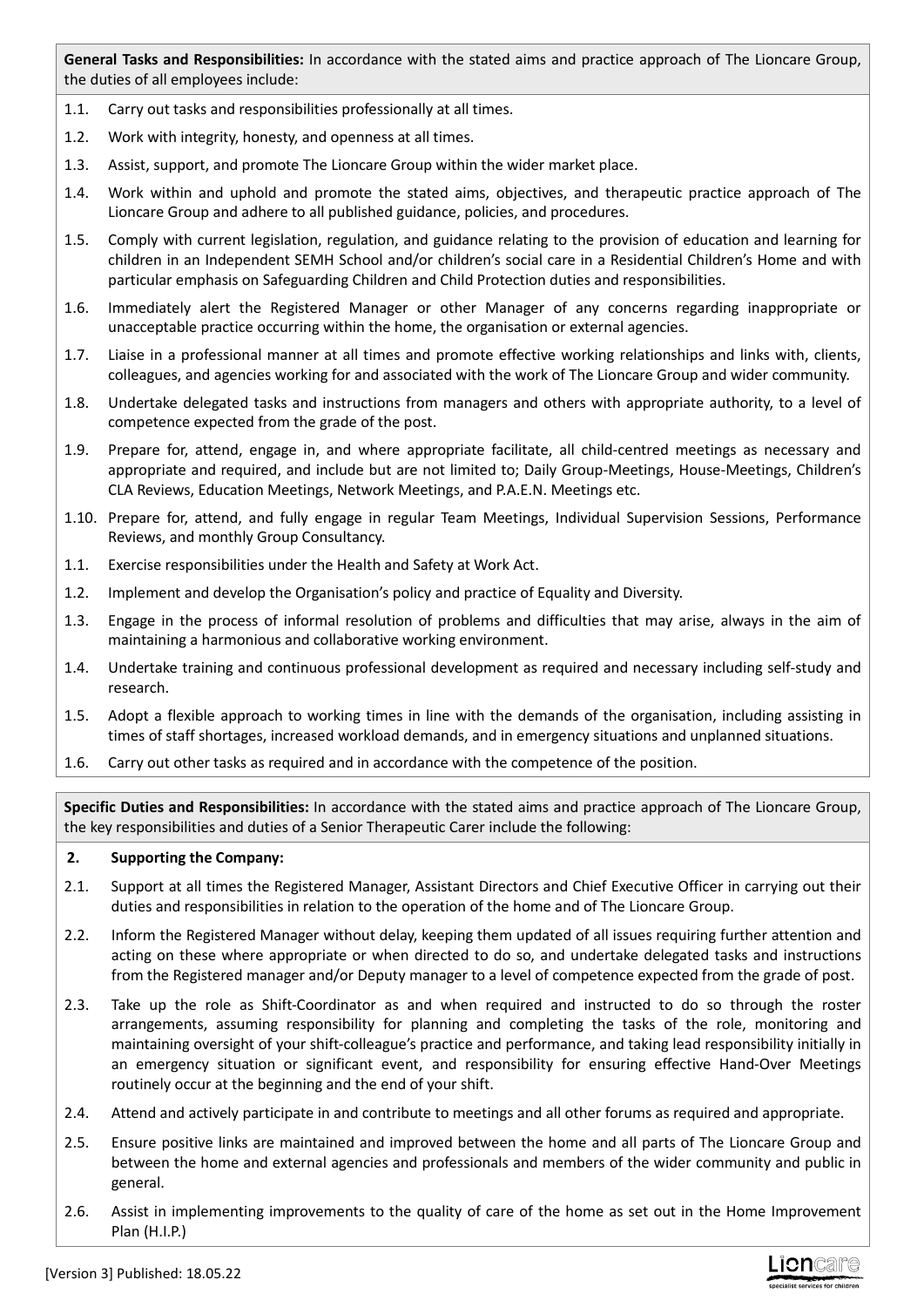**General Tasks and Responsibilities:** In accordance with the stated aims and practice approach of The Lioncare Group, the duties of all employees include:

1.1. Carry out tasks and responsibilities professionally at all times.

1.2. Work with integrity, honesty, and openness at all times.

1.3. Assist, support, and promote The Lioncare Group within the wider market place.

1.4. Work within and uphold and promote the stated aims, objectives, and therapeutic practice approach of The Lioncare Group and adhere to all published guidance, policies, and procedures.

1.5. Comply with current legislation, regulation, and guidance relating to the provision of education and learning for children in an Independent SEMH School and/or children's social care in a Residential Children's Home and with particular emphasis on Safeguarding Children and Child Protection duties and responsibilities.

1.6. Immediately alert the Registered Manager or other Manager of any concerns regarding inappropriate or unacceptable practice occurring within the home, the organisation or external agencies.

1.7. Liaise in a professional manner at all times and promote effective working relationships and links with, clients, colleagues, and agencies working for and associated with the work of The Lioncare Group and wider community.

1.8. Undertake delegated tasks and instructions from managers and others with appropriate authority, to a level of competence expected from the grade of the post.

1.9. Prepare for, attend, engage in, and where appropriate facilitate, all child-centred meetings as necessary and appropriate and required, and include but are not limited to; Daily Group-Meetings, House-Meetings, Children's CLA Reviews, Education Meetings, Network Meetings, and P.A.E.N. Meetings etc.

1.10. Prepare for, attend, and fully engage in regular Team Meetings, Individual Supervision Sessions, Performance Reviews, and monthly Group Consultancy.

1.1. Exercise responsibilities under the Health and Safety at Work Act.

1.2. Implement and develop the Organisation's policy and practice of Equality and Diversity.

1.3. Engage in the process of informal resolution of problems and difficulties that may arise, always in the aim of maintaining a harmonious and collaborative working environment.

1.4. Undertake training and continuous professional development as required and necessary including self-study and research.

1.5. Adopt a flexible approach to working times in line with the demands of the organisation, including assisting in times of staff shortages, increased workload demands, and in emergency situations and unplanned situations.

1.6. Carry out other tasks as required and in accordance with the competence of the position.

**Specific Duties and Responsibilities:** In accordance with the stated aims and practice approach of The Lioncare Group, the key responsibilities and duties of a Senior Therapeutic Carer include the following:

**2. Supporting the Company:**

2.1. Support at all times the Registered Manager, Assistant Directors and Chief Executive Officer in carrying out their duties and responsibilities in relation to the operation of the home and of The Lioncare Group.

2.2. Inform the Registered Manager without delay, keeping them updated of all issues requiring further attention and acting on these where appropriate or when directed to do so, and undertake delegated tasks and instructions from the Registered manager and/or Deputy manager to a level of competence expected from the grade of post.

2.3. Take up the role as Shift-Coordinator as and when required and instructed to do so through the roster arrangements, assuming responsibility for planning and completing the tasks of the role, monitoring and maintaining oversight of your shift-colleague's practice and performance, and taking lead responsibility initially in an emergency situation or significant event, and responsibility for ensuring effective Hand-Over Meetings routinely occur at the beginning and the end of your shift.

2.4. Attend and actively participate in and contribute to meetings and all other forums as required and appropriate.

2.5. Ensure positive links are maintained and improved between the home and all parts of The Lioncare Group and between the home and external agencies and professionals and members of the wider community and public in general.

2.6. Assist in implementing improvements to the quality of care of the home as set out in the Home Improvement Plan (H.I.P.)

[Version 3] Published: 18.05.22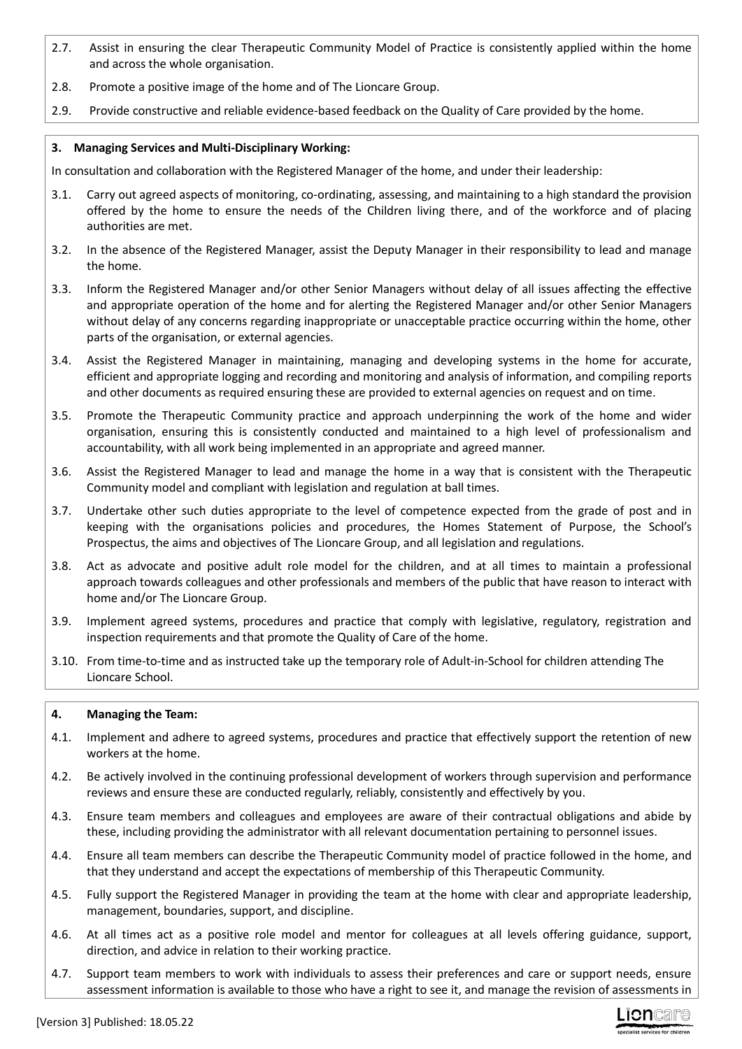2.7. Assist in ensuring the clear Therapeutic Community Model of Practice is consistently applied within the home and across the whole organisation.

2.8. Promote a positive image of the home and of The Lioncare Group.

2.9. Provide constructive and reliable evidence-based feedback on the Quality of Care provided by the home.

**3. Managing Services and Multi-Disciplinary Working:**

In consultation and collaboration with the Registered Manager of the home, and under their leadership:

3.1. Carry out agreed aspects of monitoring, co-ordinating, assessing, and maintaining to a high standard the provision offered by the home to ensure the needs of the Children living there, and of the workforce and of placing authorities are met.

3.2. In the absence of the Registered Manager, assist the Deputy Manager in their responsibility to lead and manage the home.

3.3. Inform the Registered Manager and/or other Senior Managers without delay of all issues affecting the effective and appropriate operation of the home and for alerting the Registered Manager and/or other Senior Managers without delay of any concerns regarding inappropriate or unacceptable practice occurring within the home, other parts of the organisation, or external agencies.

3.4. Assist the Registered Manager in maintaining, managing and developing systems in the home for accurate, efficient and appropriate logging and recording and monitoring and analysis of information, and compiling reports and other documents as required ensuring these are provided to external agencies on request and on time.

3.5. Promote the Therapeutic Community practice and approach underpinning the work of the home and wider organisation, ensuring this is consistently conducted and maintained to a high level of professionalism and accountability, with all work being implemented in an appropriate and agreed manner.

3.6. Assist the Registered Manager to lead and manage the home in a way that is consistent with the Therapeutic Community model and compliant with legislation and regulation at ball times.

3.7. Undertake other such duties appropriate to the level of competence expected from the grade of post and in keeping with the organisations policies and procedures, the Homes Statement of Purpose, the School's Prospectus, the aims and objectives of The Lioncare Group, and all legislation and regulations.

3.8. Act as advocate and positive adult role model for the children, and at all times to maintain a professional approach towards colleagues and other professionals and members of the public that have reason to interact with home and/or The Lioncare Group.

3.9. Implement agreed systems, procedures and practice that comply with legislative, regulatory, registration and inspection requirements and that promote the Quality of Care of the home.

3.10. From time-to-time and as instructed take up the temporary role of Adult-in-School for children attending The Lioncare School.

**4. Managing the Team:**

4.1. Implement and adhere to agreed systems, procedures and practice that effectively support the retention of new workers at the home.

4.2. Be actively involved in the continuing professional development of workers through supervision and performance reviews and ensure these are conducted regularly, reliably, consistently and effectively by you.

4.3. Ensure team members and colleagues and employees are aware of their contractual obligations and abide by these, including providing the administrator with all relevant documentation pertaining to personnel issues.

4.4. Ensure all team members can describe the Therapeutic Community model of practice followed in the home, and that they understand and accept the expectations of membership of this Therapeutic Community.

4.5. Fully support the Registered Manager in providing the team at the home with clear and appropriate leadership, management, boundaries, support, and discipline.

4.6. At all times act as a positive role model and mentor for colleagues at all levels offering guidance, support, direction, and advice in relation to their working practice.

4.7. Support team members to work with individuals to assess their preferences and care or support needs, ensure assessment information is available to those who have a right to see it, and manage the revision of assessments in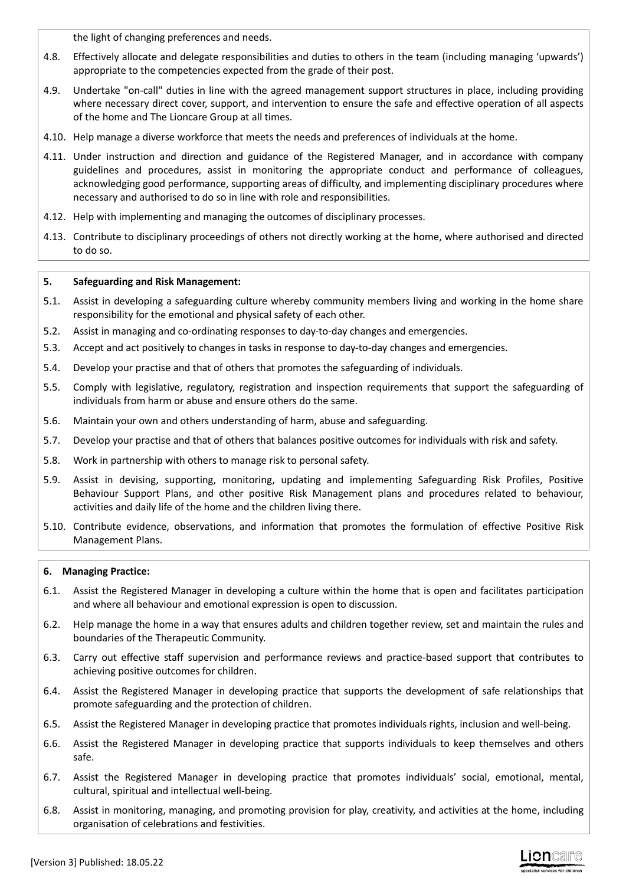the light of changing preferences and needs.

4.8. Effectively allocate and delegate responsibilities and duties to others in the team (including managing 'upwards') appropriate to the competencies expected from the grade of their post.

4.9. Undertake "on-call" duties in line with the agreed management support structures in place, including providing where necessary direct cover, support, and intervention to ensure the safe and effective operation of all aspects of the home and The Lioncare Group at all times.

4.10. Help manage a diverse workforce that meets the needs and preferences of individuals at the home.

4.11. Under instruction and direction and guidance of the Registered Manager, and in accordance with company guidelines and procedures, assist in monitoring the appropriate conduct and performance of colleagues, acknowledging good performance, supporting areas of difficulty, and implementing disciplinary procedures where necessary and authorised to do so in line with role and responsibilities.

4.12. Help with implementing and managing the outcomes of disciplinary processes.

4.13. Contribute to disciplinary proceedings of others not directly working at the home, where authorised and directed to do so.

**5. Safeguarding and Risk Management:**

5.1. Assist in developing a safeguarding culture whereby community members living and working in the home share responsibility for the emotional and physical safety of each other.

5.2. Assist in managing and co-ordinating responses to day-to-day changes and emergencies.

5.3. Accept and act positively to changes in tasks in response to day-to-day changes and emergencies.

5.4. Develop your practise and that of others that promotes the safeguarding of individuals.

5.5. Comply with legislative, regulatory, registration and inspection requirements that support the safeguarding of individuals from harm or abuse and ensure others do the same.

5.6. Maintain your own and others understanding of harm, abuse and safeguarding.

5.7. Develop your practise and that of others that balances positive outcomes for individuals with risk and safety.

5.8. Work in partnership with others to manage risk to personal safety.

5.9. Assist in devising, supporting, monitoring, updating and implementing Safeguarding Risk Profiles, Positive Behaviour Support Plans, and other positive Risk Management plans and procedures related to behaviour, activities and daily life of the home and the children living there.

5.10. Contribute evidence, observations, and information that promotes the formulation of effective Positive Risk Management Plans.

**6. Managing Practice:**

6.1. Assist the Registered Manager in developing a culture within the home that is open and facilitates participation and where all behaviour and emotional expression is open to discussion.

6.2. Help manage the home in a way that ensures adults and children together review, set and maintain the rules and boundaries of the Therapeutic Community.

6.3. Carry out effective staff supervision and performance reviews and practice-based support that contributes to achieving positive outcomes for children.

6.4. Assist the Registered Manager in developing practice that supports the development of safe relationships that promote safeguarding and the protection of children.

6.5. Assist the Registered Manager in developing practice that promotes individuals rights, inclusion and well-being.

6.6. Assist the Registered Manager in developing practice that supports individuals to keep themselves and others safe.

6.7. Assist the Registered Manager in developing practice that promotes individuals' social, emotional, mental, cultural, spiritual and intellectual well-being.

6.8. Assist in monitoring, managing, and promoting provision for play, creativity, and activities at the home, including organisation of celebrations and festivities.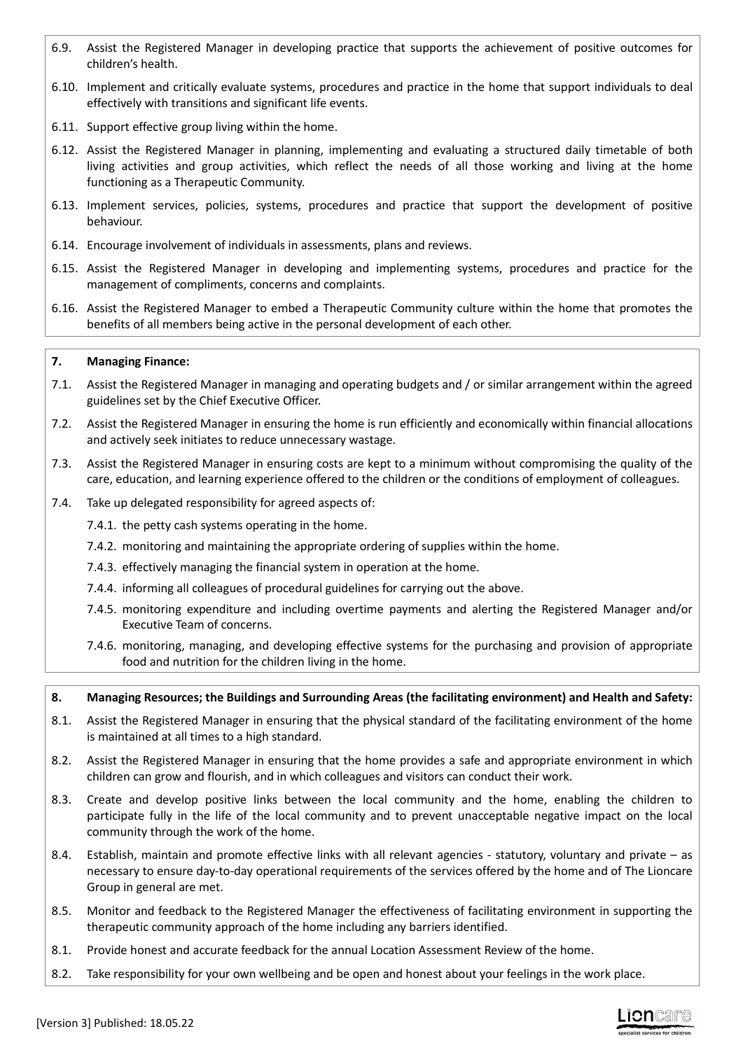6.9. Assist the Registered Manager in developing practice that supports the achievement of positive outcomes for children's health.

6.10. Implement and critically evaluate systems, procedures and practice in the home that support individuals to deal effectively with transitions and significant life events.

6.11. Support effective group living within the home.

6.12. Assist the Registered Manager in planning, implementing and evaluating a structured daily timetable of both living activities and group activities, which reflect the needs of all those working and living at the home functioning as a Therapeutic Community.

6.13. Implement services, policies, systems, procedures and practice that support the development of positive behaviour.

6.14. Encourage involvement of individuals in assessments, plans and reviews.

6.15. Assist the Registered Manager in developing and implementing systems, procedures and practice for the management of compliments, concerns and complaints.

6.16. Assist the Registered Manager to embed a Therapeutic Community culture within the home that promotes the benefits of all members being active in the personal development of each other.

**7. Managing Finance:**

7.1. Assist the Registered Manager in managing and operating budgets and / or similar arrangement within the agreed guidelines set by the Chief Executive Officer.

7.2. Assist the Registered Manager in ensuring the home is run efficiently and economically within financial allocations and actively seek initiates to reduce unnecessary wastage.

7.3. Assist the Registered Manager in ensuring costs are kept to a minimum without compromising the quality of the care, education, and learning experience offered to the children or the conditions of employment of colleagues.

7.4. Take up delegated responsibility for agreed aspects of:

- 7.4.1. the petty cash systems operating in the home.
- 7.4.2. monitoring and maintaining the appropriate ordering of supplies within the home.
- 7.4.3. effectively managing the financial system in operation at the home.
- 7.4.4. informing all colleagues of procedural guidelines for carrying out the above.
- 7.4.5. monitoring expenditure and including overtime payments and alerting the Registered Manager and/or Executive Team of concerns.
- 7.4.6. monitoring, managing, and developing effective systems for the purchasing and provision of appropriate food and nutrition for the children living in the home.

**8. Managing Resources; the Buildings and Surrounding Areas (the facilitating environment) and Health and Safety:**

8.1. Assist the Registered Manager in ensuring that the physical standard of the facilitating environment of the home is maintained at all times to a high standard.

8.2. Assist the Registered Manager in ensuring that the home provides a safe and appropriate environment in which children can grow and flourish, and in which colleagues and visitors can conduct their work.

8.3. Create and develop positive links between the local community and the home, enabling the children to participate fully in the life of the local community and to prevent unacceptable negative impact on the local community through the work of the home.

8.4. Establish, maintain and promote effective links with all relevant agencies - statutory, voluntary and private – as necessary to ensure day-to-day operational requirements of the services offered by the home and of The Lioncare Group in general are met.

8.5. Monitor and feedback to the Registered Manager the effectiveness of facilitating environment in supporting the therapeutic community approach of the home including any barriers identified.

8.1. Provide honest and accurate feedback for the annual Location Assessment Review of the home.

8.2. Take responsibility for your own wellbeing and be open and honest about your feelings in the work place.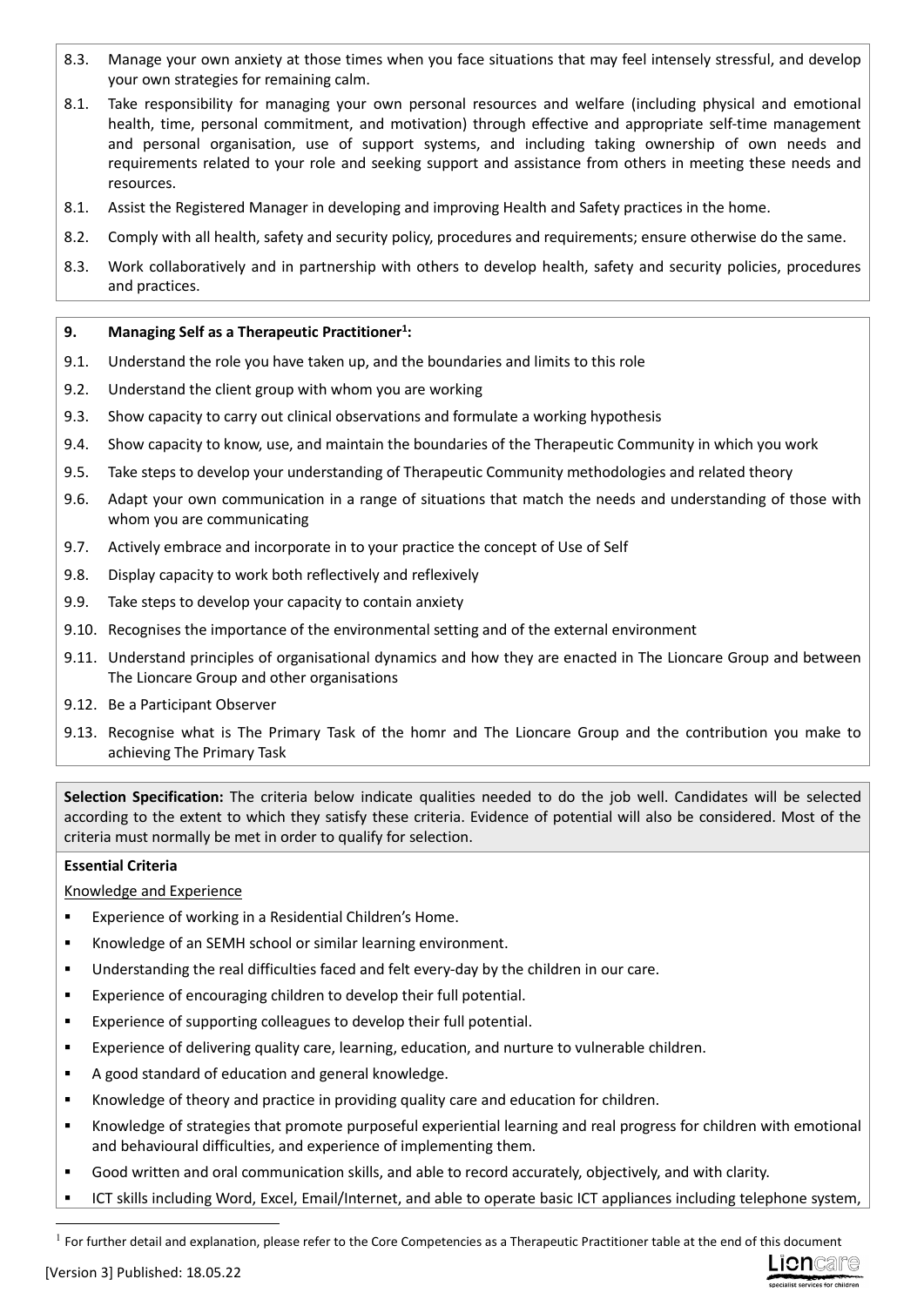8.3. Manage your own anxiety at those times when you face situations that may feel intensely stressful, and develop your own strategies for remaining calm.

8.1. Take responsibility for managing your own personal resources and welfare (including physical and emotional health, time, personal commitment, and motivation) through effective and appropriate self-time management and personal organisation, use of support systems, and including taking ownership of own needs and requirements related to your role and seeking support and assistance from others in meeting these needs and resources.

8.1. Assist the Registered Manager in developing and improving Health and Safety practices in the home.

8.2. Comply with all health, safety and security policy, procedures and requirements; ensure otherwise do the same.

8.3. Work collaboratively and in partnership with others to develop health, safety and security policies, procedures and practices.

**9. Managing Self as a Therapeutic Practitioner[1]:**

9.1. Understand the role you have taken up, and the boundaries and limits to this role

9.2. Understand the client group with whom you are working

9.3. Show capacity to carry out clinical observations and formulate a working hypothesis

9.4. Show capacity to know, use, and maintain the boundaries of the Therapeutic Community in which you work

9.5. Take steps to develop your understanding of Therapeutic Community methodologies and related theory

9.6. Adapt your own communication in a range of situations that match the needs and understanding of those with whom you are communicating

9.7. Actively embrace and incorporate in to your practice the concept of Use of Self

9.8. Display capacity to work both reflectively and reflexively

9.9. Take steps to develop your capacity to contain anxiety

9.10. Recognises the importance of the environmental setting and of the external environment

9.11. Understand principles of organisational dynamics and how they are enacted in The Lioncare Group and between The Lioncare Group and other organisations

9.12. Be a Participant Observer

9.13. Recognise what is The Primary Task of the homr and The Lioncare Group and the contribution you make to achieving The Primary Task

**Selection Specification:** The criteria below indicate qualities needed to do the job well. Candidates will be selected according to the extent to which they satisfy these criteria. Evidence of potential will also be considered. Most of the criteria must normally be met in order to qualify for selection.

**Essential Criteria**

Knowledge and Experience

- Experience of working in a Residential Children's Home.
- Knowledge of an SEMH school or similar learning environment.
- Understanding the real difficulties faced and felt every-day by the children in our care.
- Experience of encouraging children to develop their full potential.
- Experience of supporting colleagues to develop their full potential.
- Experience of delivering quality care, learning, education, and nurture to vulnerable children.
- A good standard of education and general knowledge.
- Knowledge of theory and practice in providing quality care and education for children.
- Knowledge of strategies that promote purposeful experiential learning and real progress for children with emotional and behavioural difficulties, and experience of implementing them.
- Good written and oral communication skills, and able to record accurately, objectively, and with clarity.
- ICT skills including Word, Excel, Email/Internet, and able to operate basic ICT appliances including telephone system,

[1] For further detail and explanation, please refer to the Core Competencies as a Therapeutic Practitioner table at the end of this document

[Version 3] Published: 18.05.22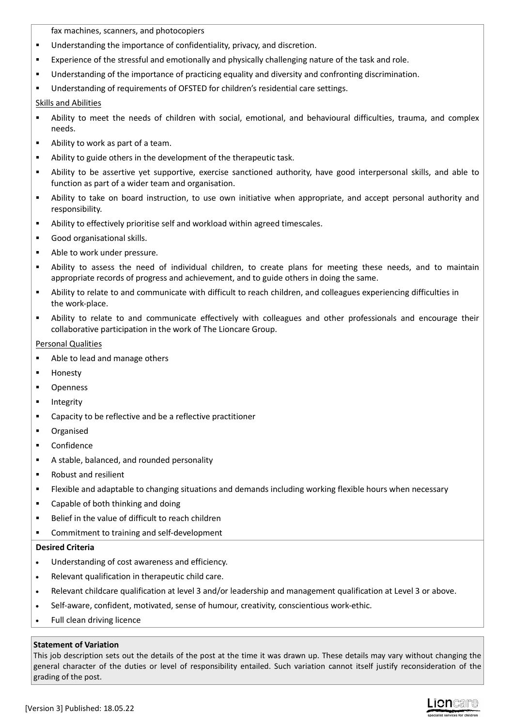fax machines, scanners, and photocopiers

- Understanding the importance of confidentiality, privacy, and discretion.
- Experience of the stressful and emotionally and physically challenging nature of the task and role.
- Understanding of the importance of practicing equality and diversity and confronting discrimination.
- Understanding of requirements of OFSTED for children's residential care settings.

Skills and Abilities

- Ability to meet the needs of children with social, emotional, and behavioural difficulties, trauma, and complex needs.
- Ability to work as part of a team.
- Ability to guide others in the development of the therapeutic task.
- Ability to be assertive yet supportive, exercise sanctioned authority, have good interpersonal skills, and able to function as part of a wider team and organisation.
- Ability to take on board instruction, to use own initiative when appropriate, and accept personal authority and responsibility.
- Ability to effectively prioritise self and workload within agreed timescales.
- Good organisational skills.
- Able to work under pressure.
- Ability to assess the need of individual children, to create plans for meeting these needs, and to maintain appropriate records of progress and achievement, and to guide others in doing the same.
- Ability to relate to and communicate with difficult to reach children, and colleagues experiencing difficulties in the work-place.
- Ability to relate to and communicate effectively with colleagues and other professionals and encourage their collaborative participation in the work of The Lioncare Group.

Personal Qualities

- Able to lead and manage others
- Honesty
- Openness
- Integrity
- Capacity to be reflective and be a reflective practitioner
- Organised
- Confidence
- A stable, balanced, and rounded personality
- Robust and resilient
- Flexible and adaptable to changing situations and demands including working flexible hours when necessary
- Capable of both thinking and doing
- Belief in the value of difficult to reach children
- Commitment to training and self-development

**Desired Criteria**

- Understanding of cost awareness and efficiency.
- Relevant qualification in therapeutic child care.
- Relevant childcare qualification at level 3 and/or leadership and management qualification at Level 3 or above.
- Self-aware, confident, motivated, sense of humour, creativity, conscientious work-ethic.
- Full clean driving licence

**Statement of Variation**

This job description sets out the details of the post at the time it was drawn up. These details may vary without changing the general character of the duties or level of responsibility entailed. Such variation cannot itself justify reconsideration of the grading of the post.

[Version 3] Published: 18.05.22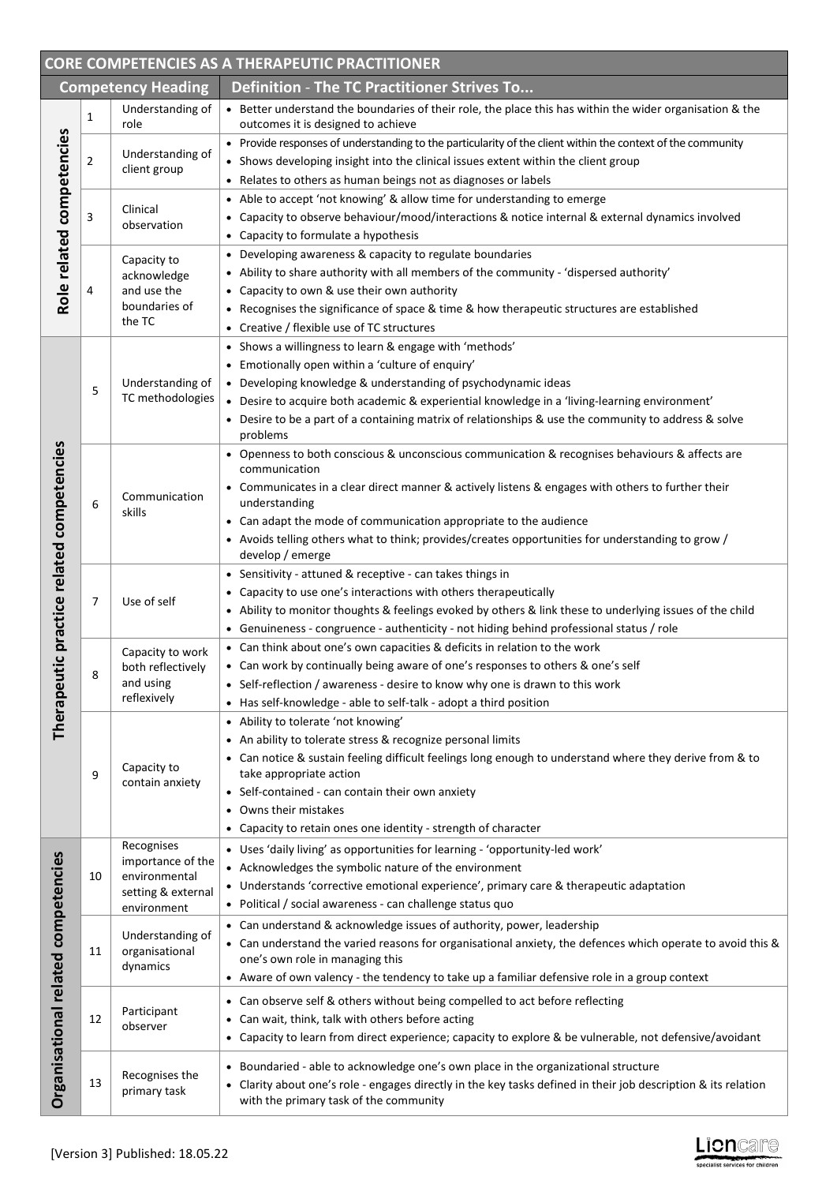| CORE COMPETENCIES AS A THERAPEUTIC PRACTITIONER | | | |
|---|---|---|---|
| **Competency Heading** | | | **Definition - The TC Practitioner Strives To...** |
| **Role related competencies** | 1 | Understanding of role | • Better understand the boundaries of their role, the place this has within the wider organisation & the outcomes it is designed to achieve |
| | 2 | Understanding of client group | • Provide responses of understanding to the particularity of the client within the context of the community<br>• Shows developing insight into the clinical issues extent within the client group<br>• Relates to others as human beings not as diagnoses or labels |
| | 3 | Clinical observation | • Able to accept 'not knowing' & allow time for understanding to emerge<br>• Capacity to observe behaviour/mood/interactions & notice internal & external dynamics involved<br>• Capacity to formulate a hypothesis |
| | 4 | Capacity to acknowledge and use the boundaries of the TC | • Developing awareness & capacity to regulate boundaries<br>• Ability to share authority with all members of the community - 'dispersed authority'<br>• Capacity to own & use their own authority<br>• Recognises the significance of space & time & how therapeutic structures are established<br>• Creative / flexible use of TC structures |
| **Therapeutic practice related competencies** | 5 | Understanding of TC methodologies | • Shows a willingness to learn & engage with 'methods'<br>• Emotionally open within a 'culture of enquiry'<br>• Developing knowledge & understanding of psychodynamic ideas<br>• Desire to acquire both academic & experiential knowledge in a 'living-learning environment'<br>• Desire to be a part of a containing matrix of relationships & use the community to address & solve problems |
| | 6 | Communication skills | • Openness to both conscious & unconscious communication & recognises behaviours & affects are communication<br>• Communicates in a clear direct manner & actively listens & engages with others to further their understanding<br>• Can adapt the mode of communication appropriate to the audience<br>• Avoids telling others what to think; provides/creates opportunities for understanding to grow / develop / emerge |
| | 7 | Use of self | • Sensitivity - attuned & receptive - can takes things in<br>• Capacity to use one's interactions with others therapeutically<br>• Ability to monitor thoughts & feelings evoked by others & link these to underlying issues of the child<br>• Genuineness - congruence - authenticity - not hiding behind professional status / role |
| | 8 | Capacity to work both reflectively and using reflexively | • Can think about one's own capacities & deficits in relation to the work<br>• Can work by continually being aware of one's responses to others & one's self<br>• Self-reflection / awareness - desire to know why one is drawn to this work<br>• Has self-knowledge - able to self-talk - adopt a third position |
| | 9 | Capacity to contain anxiety | • Ability to tolerate 'not knowing'<br>• An ability to tolerate stress & recognize personal limits<br>• Can notice & sustain feeling difficult feelings long enough to understand where they derive from & to take appropriate action<br>• Self-contained - can contain their own anxiety<br>• Owns their mistakes<br>• Capacity to retain ones one identity - strength of character |
| **Organisational related competencies** | 10 | Recognises importance of the environmental setting & external environment | • Uses 'daily living' as opportunities for learning - 'opportunity-led work'<br>• Acknowledges the symbolic nature of the environment<br>• Understands 'corrective emotional experience', primary care & therapeutic adaptation<br>• Political / social awareness - can challenge status quo |
| | 11 | Understanding of organisational dynamics | • Can understand & acknowledge issues of authority, power, leadership<br>• Can understand the varied reasons for organisational anxiety, the defences which operate to avoid this & one's own role in managing this<br>• Aware of own valency - the tendency to take up a familiar defensive role in a group context |
| | 12 | Participant observer | • Can observe self & others without being compelled to act before reflecting<br>• Can wait, think, talk with others before acting<br>• Capacity to learn from direct experience; capacity to explore & be vulnerable, not defensive/avoidant |
| | 13 | Recognises the primary task | • Boundaried - able to acknowledge one's own place in the organizational structure<br>• Clarity about one's role - engages directly in the key tasks defined in their job description & its relation with the primary task of the community |

[Version 3] Published: 18.05.22

Lioncare specialist services for children